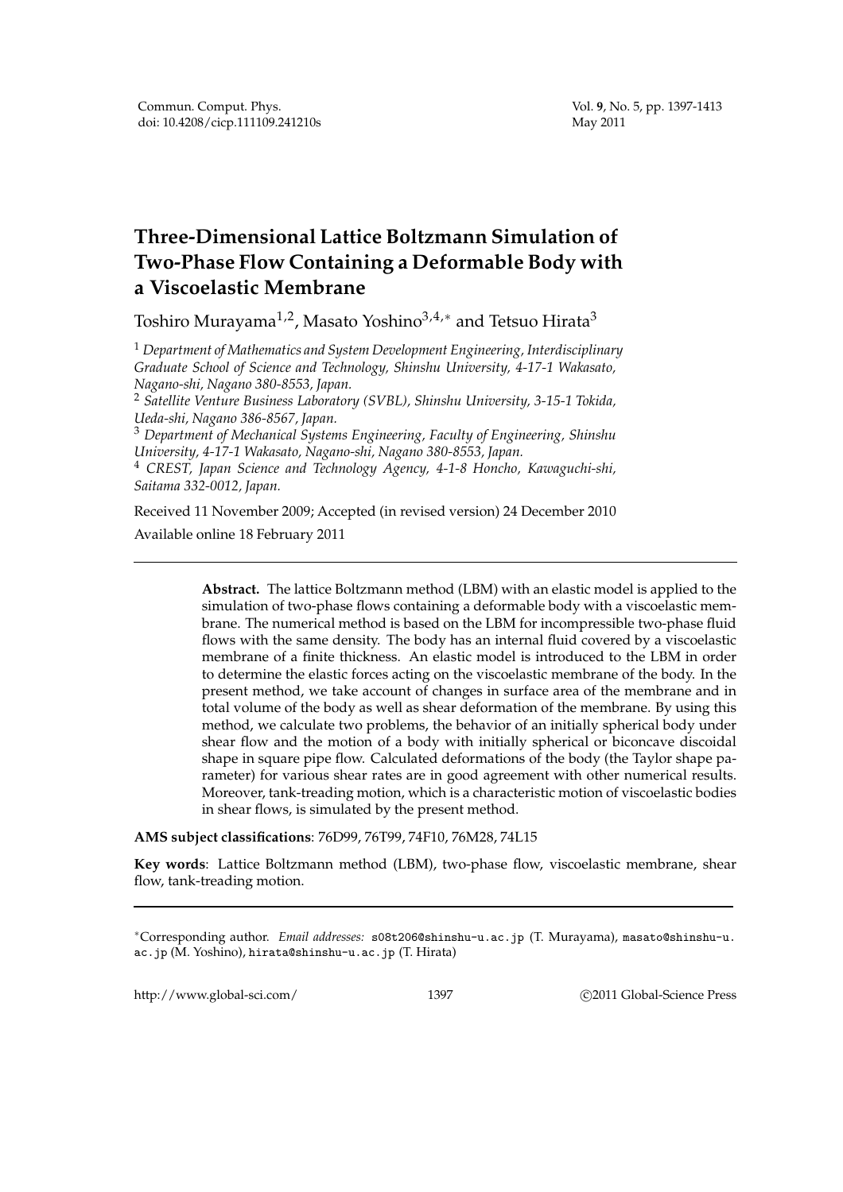# Three-Dimensional Lattice Boltzmann Simulation of Two-Phase Flow Containing a Deformable Body with a Viscoelastic Membrane

Toshiro Murayama[1,2], Masato Yoshino[3,4,*] and Tetsuo Hirata[3]

[1] *Department of Mathematics and System Development Engineering, Interdisciplinary Graduate School of Science and Technology, Shinshu University, 4-17-1 Wakasato, Nagano-shi, Nagano 380-8553, Japan.*

[2] *Satellite Venture Business Laboratory (SVBL), Shinshu University, 3-15-1 Tokida, Ueda-shi, Nagano 386-8567, Japan.*

[3] *Department of Mechanical Systems Engineering, Faculty of Engineering, Shinshu University, 4-17-1 Wakasato, Nagano-shi, Nagano 380-8553, Japan.*

[4] *CREST, Japan Science and Technology Agency, 4-1-8 Honcho, Kawaguchi-shi, Saitama 332-0012, Japan.*

Received 11 November 2009; Accepted (in revised version) 24 December 2010

Available online 18 February 2011

---

**Abstract.** The lattice Boltzmann method (LBM) with an elastic model is applied to the simulation of two-phase flows containing a deformable body with a viscoelastic membrane. The numerical method is based on the LBM for incompressible two-phase fluid flows with the same density. The body has an internal fluid covered by a viscoelastic membrane of a finite thickness. An elastic model is introduced to the LBM in order to determine the elastic forces acting on the viscoelastic membrane of the body. In the present method, we take account of changes in surface area of the membrane and in total volume of the body as well as shear deformation of the membrane. By using this method, we calculate two problems, the behavior of an initially spherical body under shear flow and the motion of a body with initially spherical or biconcave discoidal shape in square pipe flow. Calculated deformations of the body (the Taylor shape parameter) for various shear rates are in good agreement with other numerical results. Moreover, tank-treading motion, which is a characteristic motion of viscoelastic bodies in shear flows, is simulated by the present method.

**AMS subject classifications**: 76D99, 76T99, 74F10, 76M28, 74L15

**Key words**: Lattice Boltzmann method (LBM), two-phase flow, viscoelastic membrane, shear flow, tank-treading motion.

---

*Corresponding author. *Email addresses:* s08t206@shinshu-u.ac.jp (T. Murayama), masato@shinshu-u.ac.jp (M. Yoshino), hirata@shinshu-u.ac.jp (T. Hirata)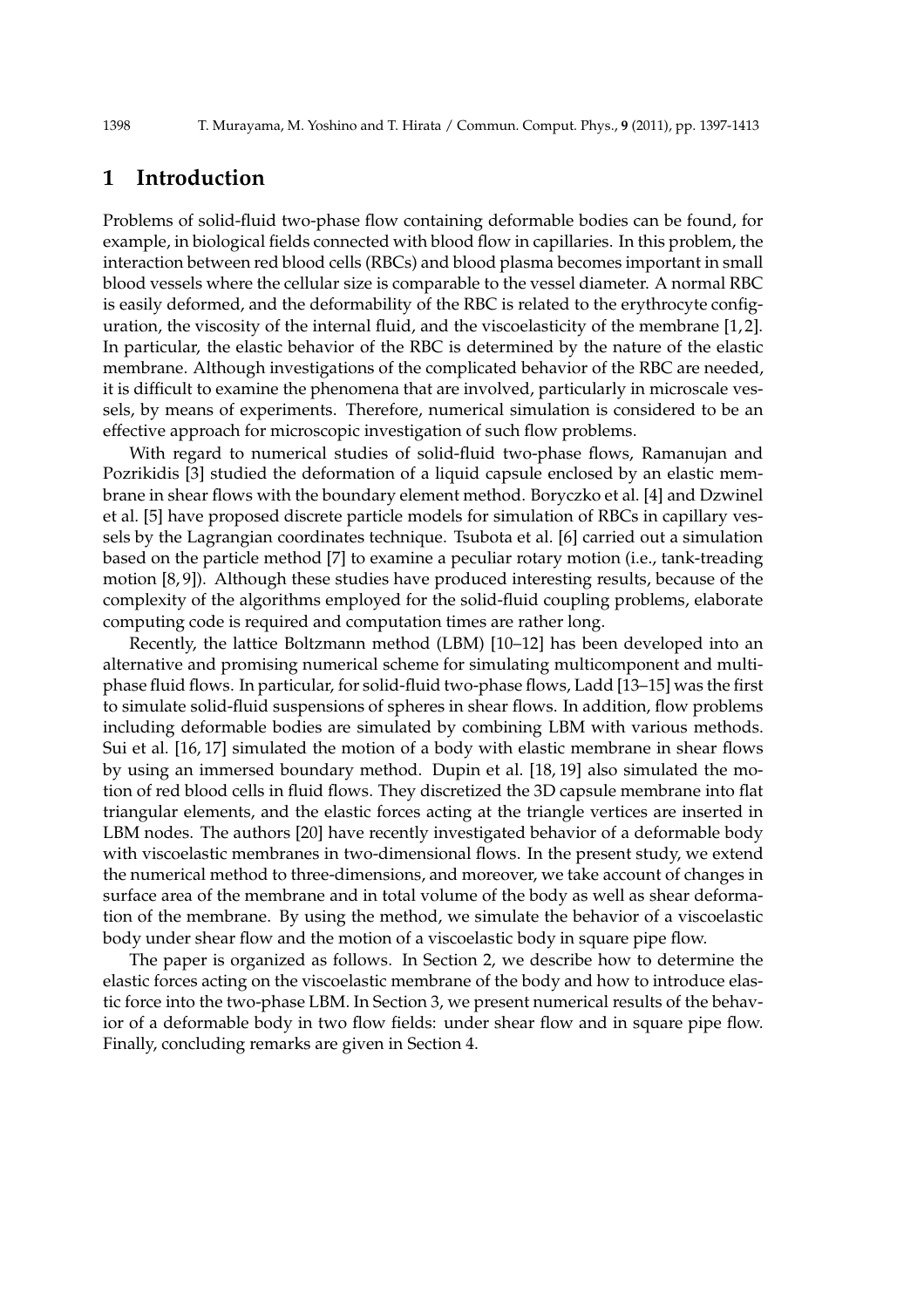## 1 Introduction

Problems of solid-fluid two-phase flow containing deformable bodies can be found, for example, in biological fields connected with blood flow in capillaries. In this problem, the interaction between red blood cells (RBCs) and blood plasma becomes important in small blood vessels where the cellular size is comparable to the vessel diameter. A normal RBC is easily deformed, and the deformability of the RBC is related to the erythrocyte configuration, the viscosity of the internal fluid, and the viscoelasticity of the membrane [1, 2]. In particular, the elastic behavior of the RBC is determined by the nature of the elastic membrane. Although investigations of the complicated behavior of the RBC are needed, it is difficult to examine the phenomena that are involved, particularly in microscale vessels, by means of experiments. Therefore, numerical simulation is considered to be an effective approach for microscopic investigation of such flow problems.

With regard to numerical studies of solid-fluid two-phase flows, Ramanujan and Pozrikidis [3] studied the deformation of a liquid capsule enclosed by an elastic membrane in shear flows with the boundary element method. Boryczko et al. [4] and Dzwinel et al. [5] have proposed discrete particle models for simulation of RBCs in capillary vessels by the Lagrangian coordinates technique. Tsubota et al. [6] carried out a simulation based on the particle method [7] to examine a peculiar rotary motion (i.e., tank-treading motion [8, 9]). Although these studies have produced interesting results, because of the complexity of the algorithms employed for the solid-fluid coupling problems, elaborate computing code is required and computation times are rather long.

Recently, the lattice Boltzmann method (LBM) [10–12] has been developed into an alternative and promising numerical scheme for simulating multicomponent and multiphase fluid flows. In particular, for solid-fluid two-phase flows, Ladd [13–15] was the first to simulate solid-fluid suspensions of spheres in shear flows. In addition, flow problems including deformable bodies are simulated by combining LBM with various methods. Sui et al. [16, 17] simulated the motion of a body with elastic membrane in shear flows by using an immersed boundary method. Dupin et al. [18, 19] also simulated the motion of red blood cells in fluid flows. They discretized the 3D capsule membrane into flat triangular elements, and the elastic forces acting at the triangle vertices are inserted in LBM nodes. The authors [20] have recently investigated behavior of a deformable body with viscoelastic membranes in two-dimensional flows. In the present study, we extend the numerical method to three-dimensions, and moreover, we take account of changes in surface area of the membrane and in total volume of the body as well as shear deformation of the membrane. By using the method, we simulate the behavior of a viscoelastic body under shear flow and the motion of a viscoelastic body in square pipe flow.

The paper is organized as follows. In Section 2, we describe how to determine the elastic forces acting on the viscoelastic membrane of the body and how to introduce elastic force into the two-phase LBM. In Section 3, we present numerical results of the behavior of a deformable body in two flow fields: under shear flow and in square pipe flow. Finally, concluding remarks are given in Section 4.